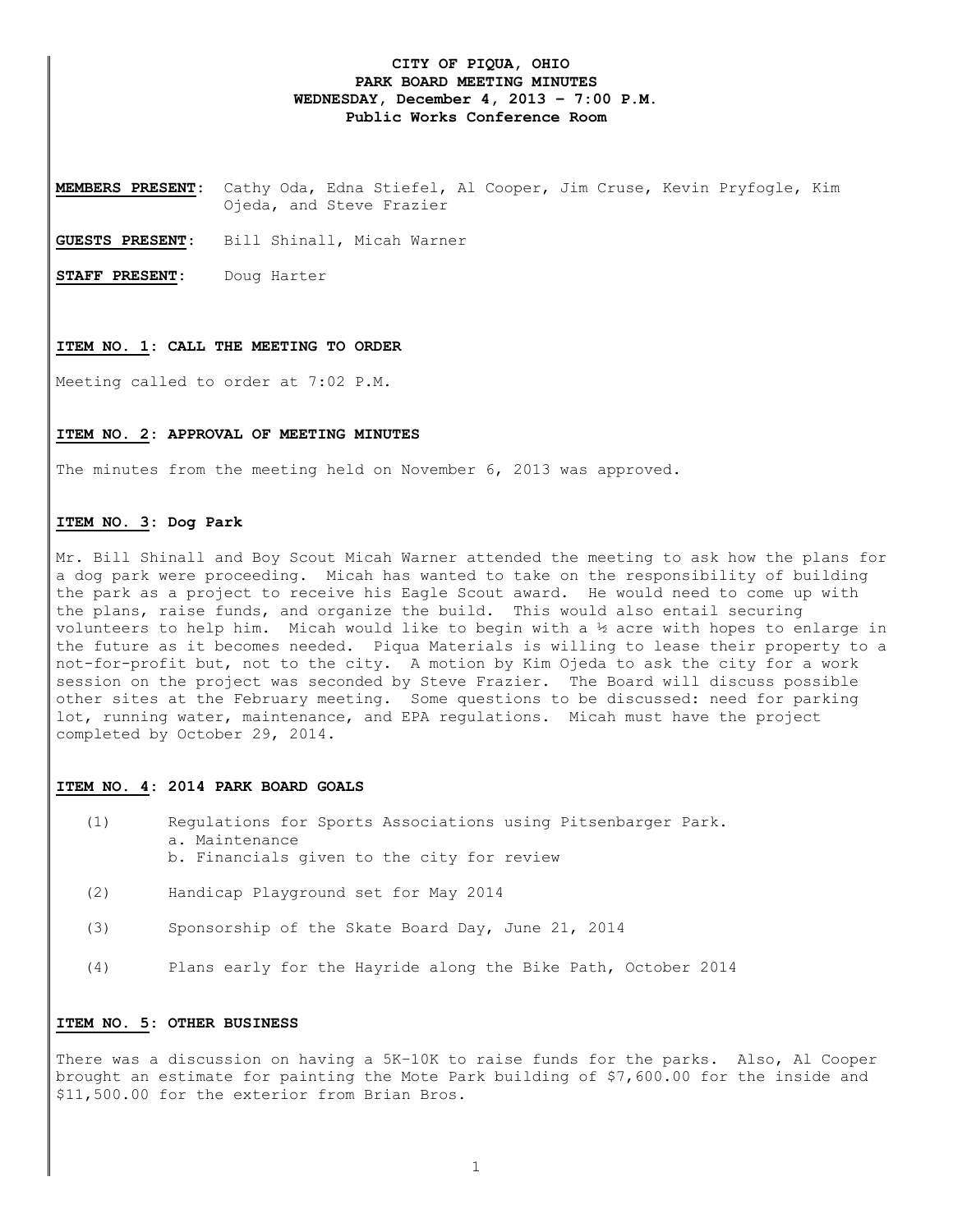**CITY OF PIQUA, OHIO**
**PARK BOARD MEETING MINUTES**
**WEDNESDAY, December 4, 2013 – 7:00 P.M.**
**Public Works Conference Room**

**MEMBERS PRESENT**: Cathy Oda, Edna Stiefel, Al Cooper, Jim Cruse, Kevin Pryfogle, Kim Ojeda, and Steve Frazier

**GUESTS PRESENT**: Bill Shinall, Micah Warner

**STAFF PRESENT**: Doug Harter

**ITEM NO. 1: CALL THE MEETING TO ORDER**

Meeting called to order at 7:02 P.M.

**ITEM NO. 2: APPROVAL OF MEETING MINUTES**

The minutes from the meeting held on November 6, 2013 was approved.

**ITEM NO. 3: Dog Park**

Mr. Bill Shinall and Boy Scout Micah Warner attended the meeting to ask how the plans for a dog park were proceeding. Micah has wanted to take on the responsibility of building the park as a project to receive his Eagle Scout award. He would need to come up with the plans, raise funds, and organize the build. This would also entail securing volunteers to help him. Micah would like to begin with a ½ acre with hopes to enlarge in the future as it becomes needed. Piqua Materials is willing to lease their property to a not-for-profit but, not to the city. A motion by Kim Ojeda to ask the city for a work session on the project was seconded by Steve Frazier. The Board will discuss possible other sites at the February meeting. Some questions to be discussed: need for parking lot, running water, maintenance, and EPA regulations. Micah must have the project completed by October 29, 2014.

**ITEM NO. 4: 2014 PARK BOARD GOALS**

(1) Regulations for Sports Associations using Pitsenbarger Park.
   a. Maintenance
   b. Financials given to the city for review

(2) Handicap Playground set for May 2014

(3) Sponsorship of the Skate Board Day, June 21, 2014

(4) Plans early for the Hayride along the Bike Path, October 2014

**ITEM NO. 5: OTHER BUSINESS**

There was a discussion on having a 5K-10K to raise funds for the parks. Also, Al Cooper brought an estimate for painting the Mote Park building of $7,600.00 for the inside and $11,500.00 for the exterior from Brian Bros.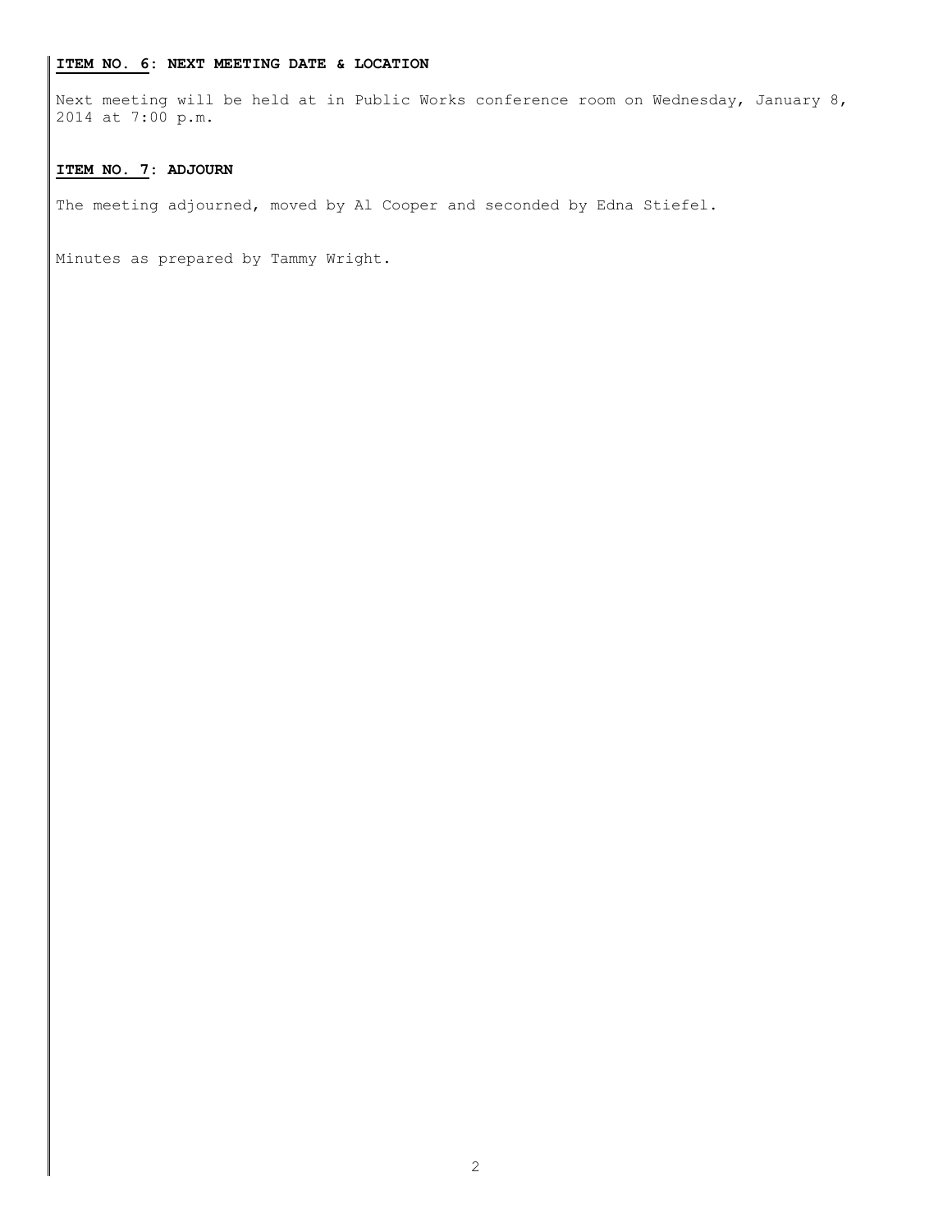**ITEM NO. 6: NEXT MEETING DATE & LOCATION**

Next meeting will be held at in Public Works conference room on Wednesday, January 8, 2014 at 7:00 p.m.

**ITEM NO. 7: ADJOURN**

The meeting adjourned, moved by Al Cooper and seconded by Edna Stiefel.

Minutes as prepared by Tammy Wright.